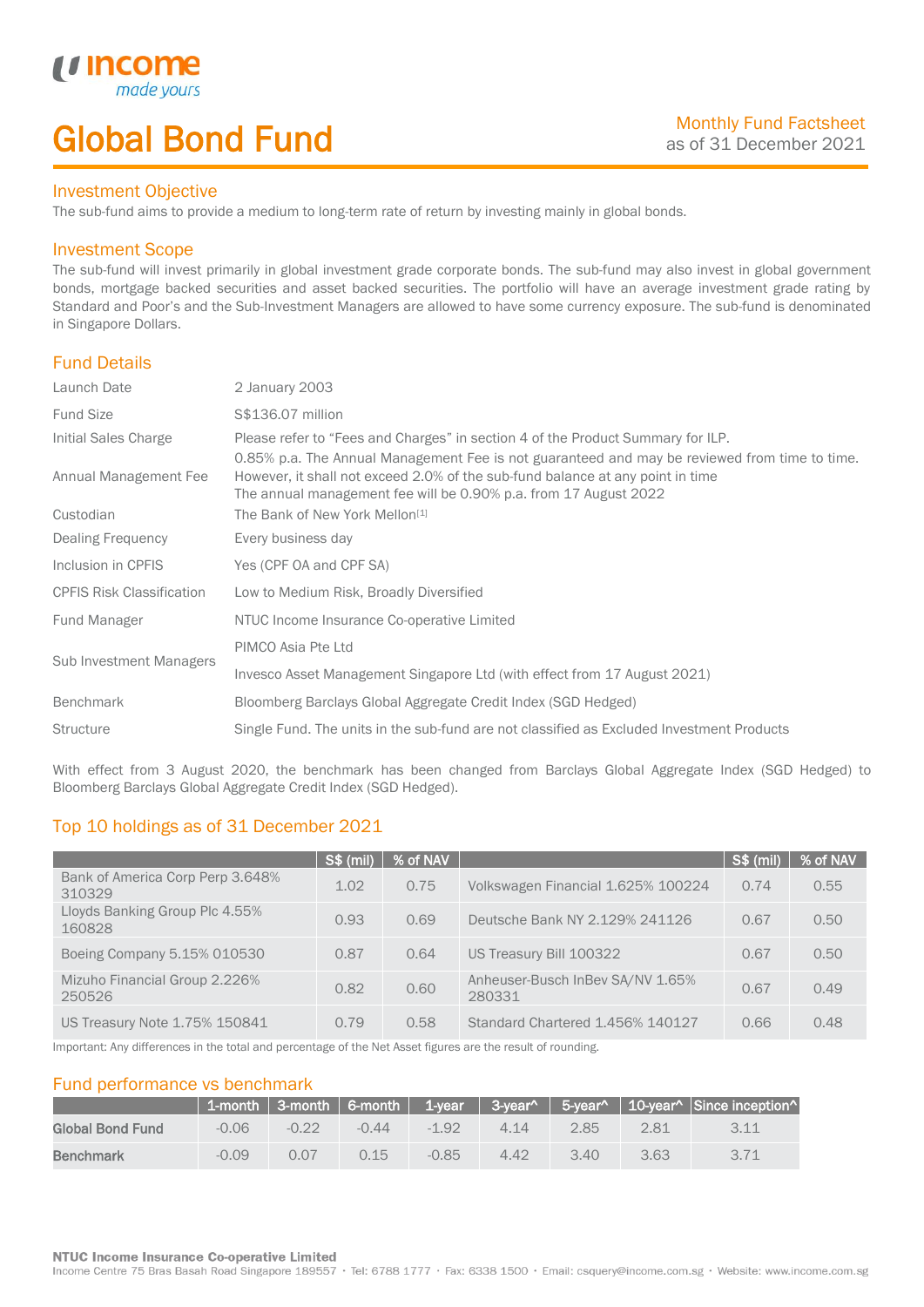# Global Bond Fund

Monthly Fund Factsheet
as of 31 December 2021

## Investment Objective

The sub-fund aims to provide a medium to long-term rate of return by investing mainly in global bonds.

## Investment Scope

The sub-fund will invest primarily in global investment grade corporate bonds. The sub-fund may also invest in global government bonds, mortgage backed securities and asset backed securities. The portfolio will have an average investment grade rating by Standard and Poor's and the Sub-Investment Managers are allowed to have some currency exposure. The sub-fund is denominated in Singapore Dollars.

## Fund Details

| | |
|---|---|
| Launch Date | 2 January 2003 |
| Fund Size | S$136.07 million |
| Initial Sales Charge | Please refer to "Fees and Charges" in section 4 of the Product Summary for ILP. |
| Annual Management Fee | 0.85% p.a. The Annual Management Fee is not guaranteed and may be reviewed from time to time. However, it shall not exceed 2.0% of the sub-fund balance at any point in time. The annual management fee will be 0.90% p.a. from 17 August 2022 |
| Custodian | The Bank of New York Mellon[1] |
| Dealing Frequency | Every business day |
| Inclusion in CPFIS | Yes (CPF OA and CPF SA) |
| CPFIS Risk Classification | Low to Medium Risk, Broadly Diversified |
| Fund Manager | NTUC Income Insurance Co-operative Limited |
| Sub Investment Managers | PIMCO Asia Pte Ltd<br>Invesco Asset Management Singapore Ltd (with effect from 17 August 2021) |
| Benchmark | Bloomberg Barclays Global Aggregate Credit Index (SGD Hedged) |
| Structure | Single Fund. The units in the sub-fund are not classified as Excluded Investment Products |

With effect from 3 August 2020, the benchmark has been changed from Barclays Global Aggregate Index (SGD Hedged) to Bloomberg Barclays Global Aggregate Credit Index (SGD Hedged).

## Top 10 holdings as of 31 December 2021

| | S$ (mil) | % of NAV | | S$ (mil) | % of NAV |
|---|---|---|---|---|---|
| Bank of America Corp Perp 3.648% 310329 | 1.02 | 0.75 | Volkswagen Financial 1.625% 100224 | 0.74 | 0.55 |
| Lloyds Banking Group Plc 4.55% 160828 | 0.93 | 0.69 | Deutsche Bank NY 2.129% 241126 | 0.67 | 0.50 |
| Boeing Company 5.15% 010530 | 0.87 | 0.64 | US Treasury Bill 100322 | 0.67 | 0.50 |
| Mizuho Financial Group 2.226% 250526 | 0.82 | 0.60 | Anheuser-Busch InBev SA/NV 1.65% 280331 | 0.67 | 0.49 |
| US Treasury Note 1.75% 150841 | 0.79 | 0.58 | Standard Chartered 1.456% 140127 | 0.66 | 0.48 |

Important: Any differences in the total and percentage of the Net Asset figures are the result of rounding.

## Fund performance vs benchmark

| | 1-month | 3-month | 6-month | 1-year | 3-year^ | 5-year^ | 10-year^ | Since inception^ |
|---|---|---|---|---|---|---|---|---|
| **Global Bond Fund** | -0.06 | -0.22 | -0.44 | -1.92 | 4.14 | 2.85 | 2.81 | 3.11 |
| **Benchmark** | -0.09 | 0.07 | 0.15 | -0.85 | 4.42 | 3.40 | 3.63 | 3.71 |

**NTUC Income Insurance Co-operative Limited**
Income Centre 75 Bras Basah Road Singapore 189557 • Tel: 6788 1777 • Fax: 6338 1500 • Email: csquery@income.com.sg • Website: www.income.com.sg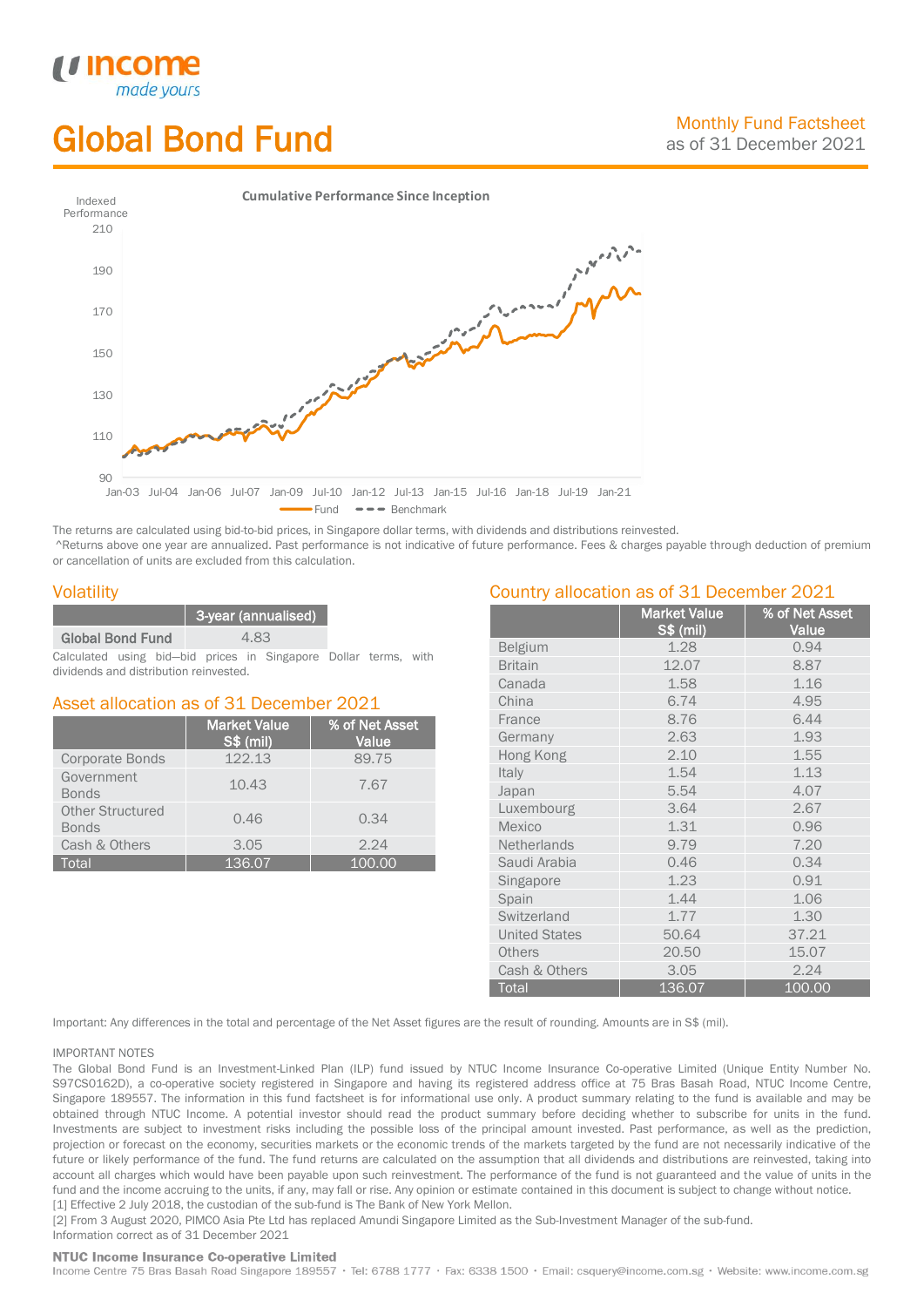income
made yours

# Global Bond Fund

Monthly Fund Factsheet
as of 31 December 2021

Cumulative Performance Since Inception

Indexed Performance

210
190
170
150
130
110
90

Jan-03 Jul-04 Jan-06 Jul-07 Jan-09 Jul-10 Jan-12 Jul-13 Jan-15 Jul-16 Jan-18 Jul-19 Jan-21

Fund — Benchmark

The returns are calculated using bid-to-bid prices, in Singapore dollar terms, with dividends and distributions reinvested.
^Returns above one year are annualized. Past performance is not indicative of future performance. Fees & charges payable through deduction of premium or cancellation of units are excluded from this calculation.

## Volatility

| | 3-year (annualised) |
|---|---|
| Global Bond Fund | 4.83 |

Calculated using bid—bid prices in Singapore Dollar terms, with dividends and distribution reinvested.

## Asset allocation as of 31 December 2021

| | Market Value S$ (mil) | % of Net Asset Value |
|---|---|---|
| Corporate Bonds | 122.13 | 89.75 |
| Government Bonds | 10.43 | 7.67 |
| Other Structured Bonds | 0.46 | 0.34 |
| Cash & Others | 3.05 | 2.24 |
| Total | 136.07 | 100.00 |

## Country allocation as of 31 December 2021

| | Market Value S$ (mil) | % of Net Asset Value |
|---|---|---|
| Belgium | 1.28 | 0.94 |
| Britain | 12.07 | 8.87 |
| Canada | 1.58 | 1.16 |
| China | 6.74 | 4.95 |
| France | 8.76 | 6.44 |
| Germany | 2.63 | 1.93 |
| Hong Kong | 2.10 | 1.55 |
| Italy | 1.54 | 1.13 |
| Japan | 5.54 | 4.07 |
| Luxembourg | 3.64 | 2.67 |
| Mexico | 1.31 | 0.96 |
| Netherlands | 9.79 | 7.20 |
| Saudi Arabia | 0.46 | 0.34 |
| Singapore | 1.23 | 0.91 |
| Spain | 1.44 | 1.06 |
| Switzerland | 1.77 | 1.30 |
| United States | 50.64 | 37.21 |
| Others | 20.50 | 15.07 |
| Cash & Others | 3.05 | 2.24 |
| Total | 136.07 | 100.00 |

Important: Any differences in the total and percentage of the Net Asset figures are the result of rounding. Amounts are in S$ (mil).

IMPORTANT NOTES
The Global Bond Fund is an Investment-Linked Plan (ILP) fund issued by NTUC Income Insurance Co-operative Limited (Unique Entity Number No. S97CS0162D), a co-operative society registered in Singapore and having its registered address office at 75 Bras Basah Road, NTUC Income Centre, Singapore 189557. The information in this fund factsheet is for informational use only. A product summary relating to the fund is available and may be obtained through NTUC Income. A potential investor should read the product summary before deciding whether to subscribe for units in the fund. Investments are subject to investment risks including the possible loss of the principal amount invested. Past performance, as well as the prediction, projection or forecast on the economy, securities markets or the economic trends of the markets targeted by the fund are not necessarily indicative of the future or likely performance of the fund. The fund returns are calculated on the assumption that all dividends and distributions are reinvested, taking into account all charges which would have been payable upon such reinvestment. The performance of the fund is not guaranteed and the value of units in the fund and the income accruing to the units, if any, may fall or rise. Any opinion or estimate contained in this document is subject to change without notice.
[1] Effective 2 July 2018, the custodian of the sub-fund is The Bank of New York Mellon.
[2] From 3 August 2020, PIMCO Asia Pte Ltd has replaced Amundi Singapore Limited as the Sub-Investment Manager of the sub-fund.
Information correct as of 31 December 2021

**NTUC Income Insurance Co-operative Limited**
Income Centre 75 Bras Basah Road Singapore 189557 · Tel: 6788 1777 · Fax: 6338 1500 · Email: csquery@income.com.sg · Website: www.income.com.sg